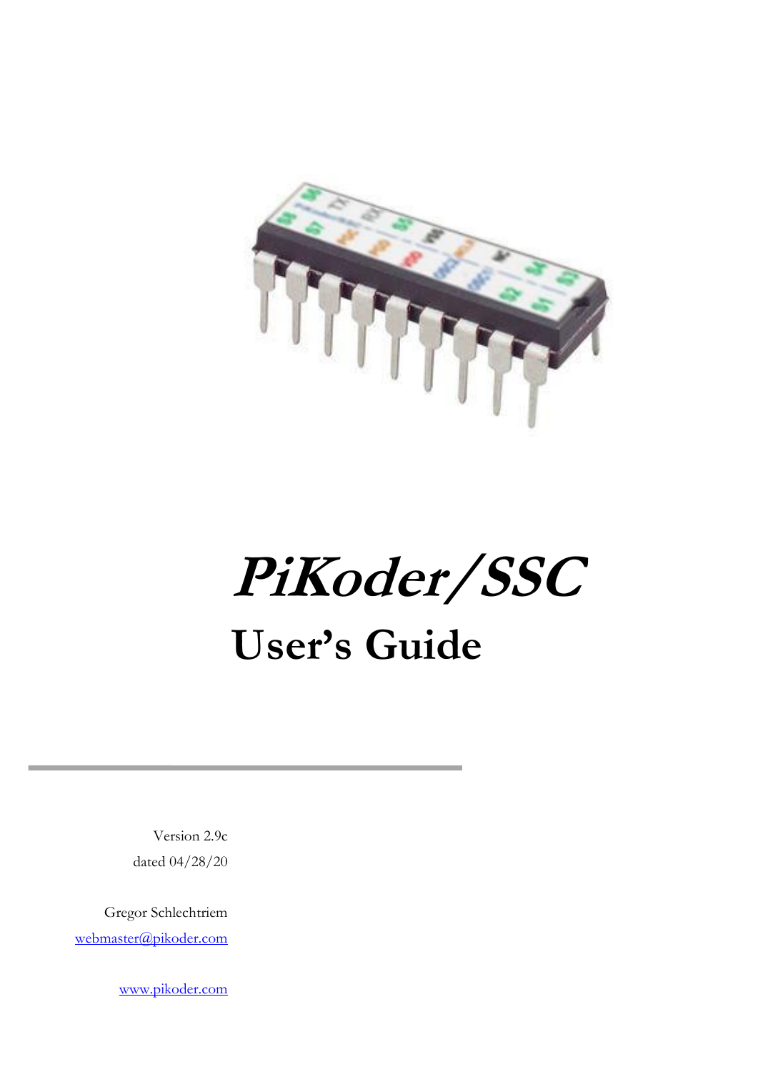# *PiKoder/SSC*

## User's Guide

Version 2.9c

dated 04/28/20

Gregor Schlechtriem

webmaster@pikoder.com

www.pikoder.com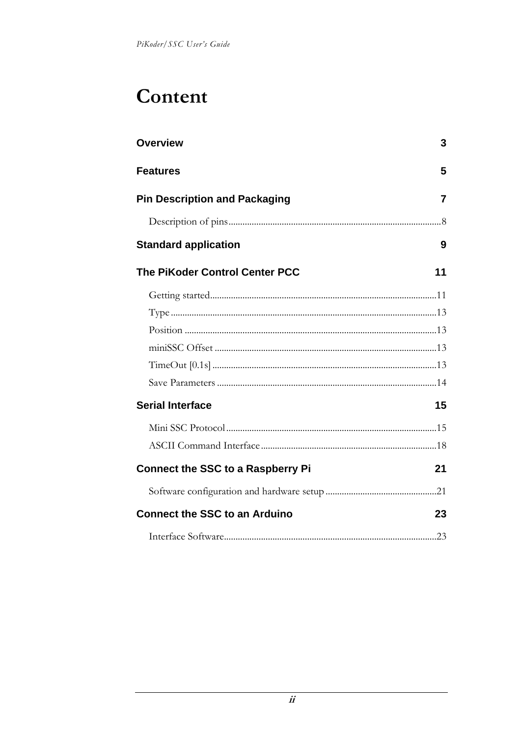# Content

**Overview** 3

**Features** 5

**Pin Description and Packaging** 7

- Description of pins ... 8

**Standard application** 9

**The PiKoder Control Center PCC** 11

- Getting started ... 11
- Type ... 13
- Position ... 13
- miniSSC Offset ... 13
- TimeOut [0.1s] ... 13
- Save Parameters ... 14

**Serial Interface** 15

- Mini SSC Protocol ... 15
- ASCII Command Interface ... 18

**Connect the SSC to a Raspberry Pi** 21

- Software configuration and hardware setup ... 21

**Connect the SSC to an Arduino** 23

- Interface Software ... 23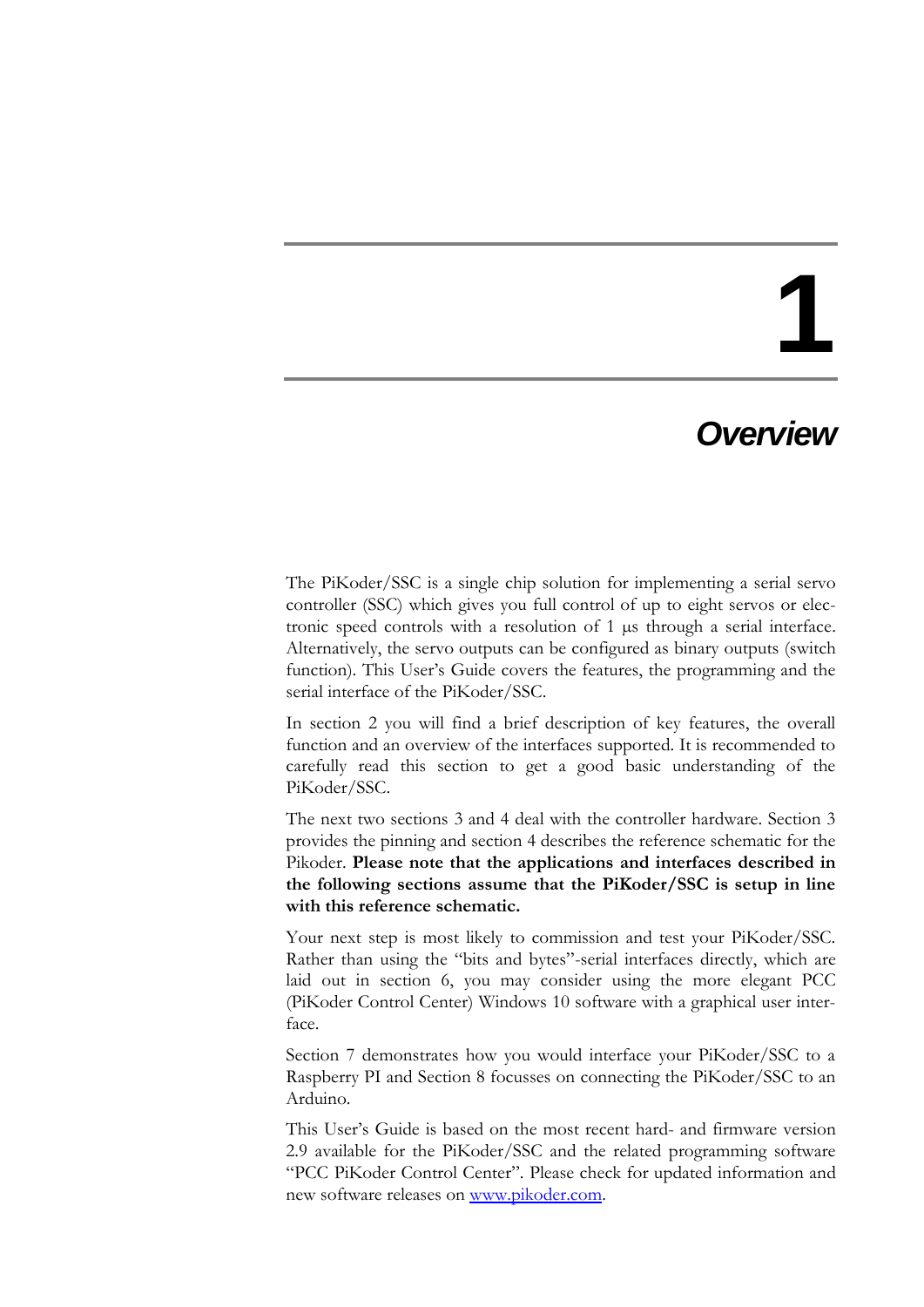# 1

# *Overview*

The PiKoder/SSC is a single chip solution for implementing a serial servo controller (SSC) which gives you full control of up to eight servos or electronic speed controls with a resolution of 1 µs through a serial interface. Alternatively, the servo outputs can be configured as binary outputs (switch function). This User's Guide covers the features, the programming and the serial interface of the PiKoder/SSC.

In section 2 you will find a brief description of key features, the overall function and an overview of the interfaces supported. It is recommended to carefully read this section to get a good basic understanding of the PiKoder/SSC.

The next two sections 3 and 4 deal with the controller hardware. Section 3 provides the pinning and section 4 describes the reference schematic for the Pikoder. **Please note that the applications and interfaces described in the following sections assume that the PiKoder/SSC is setup in line with this reference schematic.**

Your next step is most likely to commission and test your PiKoder/SSC. Rather than using the "bits and bytes"-serial interfaces directly, which are laid out in section 6, you may consider using the more elegant PCC (PiKoder Control Center) Windows 10 software with a graphical user interface.

Section 7 demonstrates how you would interface your PiKoder/SSC to a Raspberry PI and Section 8 focusses on connecting the PiKoder/SSC to an Arduino.

This User's Guide is based on the most recent hard- and firmware version 2.9 available for the PiKoder/SSC and the related programming software "PCC PiKoder Control Center". Please check for updated information and new software releases on [www.pikoder.com](www.pikoder.com).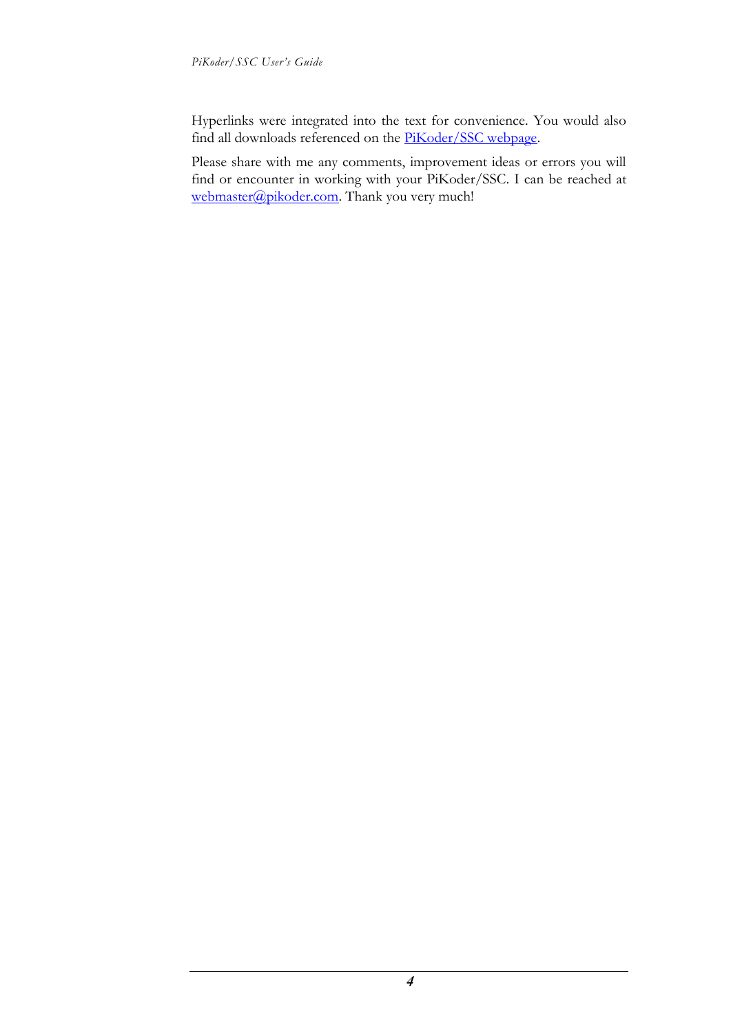Hyperlinks were integrated into the text for convenience. You would also find all downloads referenced on the [PiKoder/SSC webpage](#).

Please share with me any comments, improvement ideas or errors you will find or encounter in working with your PiKoder/SSC. I can be reached at [webmaster@pikoder.com](mailto:webmaster@pikoder.com). Thank you very much!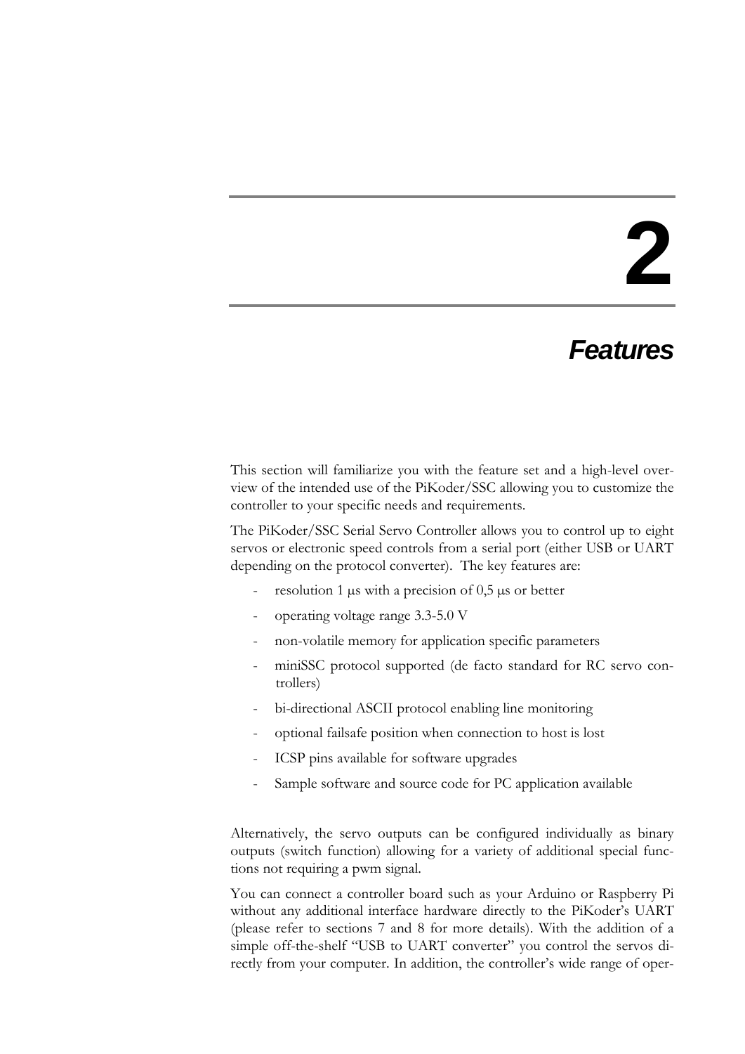# 2

## *Features*

This section will familiarize you with the feature set and a high-level overview of the intended use of the PiKoder/SSC allowing you to customize the controller to your specific needs and requirements.

The PiKoder/SSC Serial Servo Controller allows you to control up to eight servos or electronic speed controls from a serial port (either USB or UART depending on the protocol converter). The key features are:

- resolution 1 µs with a precision of 0,5 µs or better
- operating voltage range 3.3-5.0 V
- non-volatile memory for application specific parameters
- miniSSC protocol supported (de facto standard for RC servo controllers)
- bi-directional ASCII protocol enabling line monitoring
- optional failsafe position when connection to host is lost
- ICSP pins available for software upgrades
- Sample software and source code for PC application available

Alternatively, the servo outputs can be configured individually as binary outputs (switch function) allowing for a variety of additional special functions not requiring a pwm signal.

You can connect a controller board such as your Arduino or Raspberry Pi without any additional interface hardware directly to the PiKoder's UART (please refer to sections 7 and 8 for more details). With the addition of a simple off-the-shelf "USB to UART converter" you control the servos directly from your computer. In addition, the controller's wide range of oper-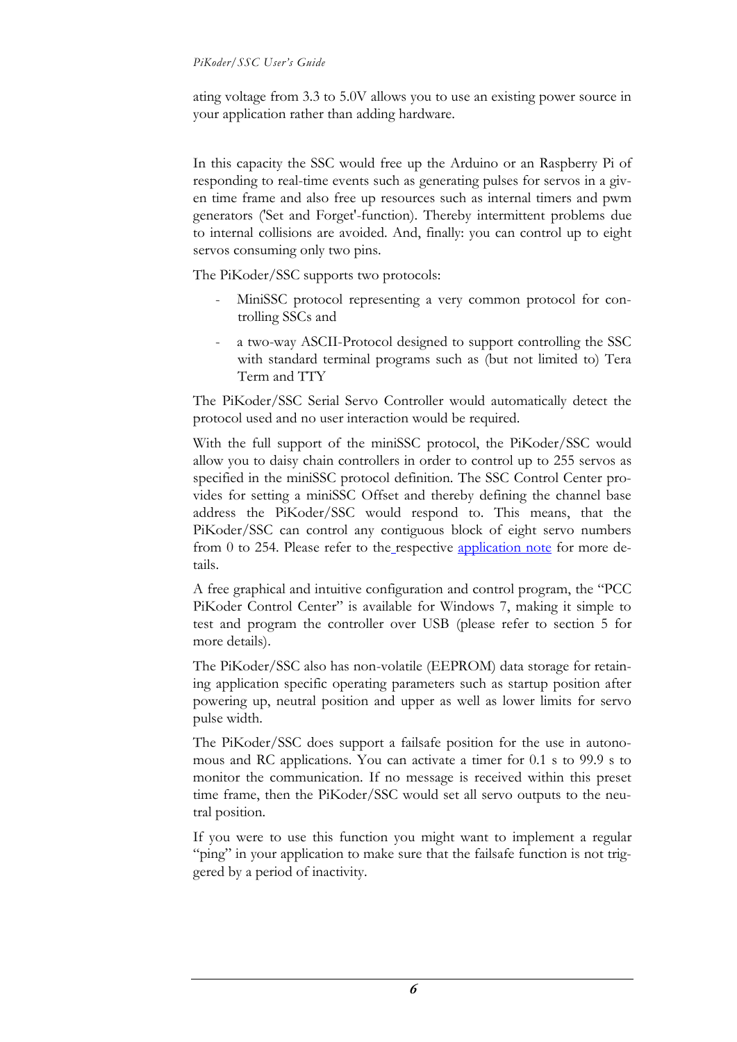ating voltage from 3.3 to 5.0V allows you to use an existing power source in your application rather than adding hardware.

In this capacity the SSC would free up the Arduino or an Raspberry Pi of responding to real-time events such as generating pulses for servos in a given time frame and also free up resources such as internal timers and pwm generators ('Set and Forget'-function). Thereby intermittent problems due to internal collisions are avoided. And, finally: you can control up to eight servos consuming only two pins.

The PiKoder/SSC supports two protocols:

- MiniSSC protocol representing a very common protocol for controlling SSCs and
- a two-way ASCII-Protocol designed to support controlling the SSC with standard terminal programs such as (but not limited to) Tera Term and TTY

The PiKoder/SSC Serial Servo Controller would automatically detect the protocol used and no user interaction would be required.

With the full support of the miniSSC protocol, the PiKoder/SSC would allow you to daisy chain controllers in order to control up to 255 servos as specified in the miniSSC protocol definition. The SSC Control Center provides for setting a miniSSC Offset and thereby defining the channel base address the PiKoder/SSC would respond to. This means, that the PiKoder/SSC can control any contiguous block of eight servo numbers from 0 to 254. Please refer to the respective application note for more details.

A free graphical and intuitive configuration and control program, the "PCC PiKoder Control Center" is available for Windows 7, making it simple to test and program the controller over USB (please refer to section 5 for more details).

The PiKoder/SSC also has non-volatile (EEPROM) data storage for retaining application specific operating parameters such as startup position after powering up, neutral position and upper as well as lower limits for servo pulse width.

The PiKoder/SSC does support a failsafe position for the use in autonomous and RC applications. You can activate a timer for 0.1 s to 99.9 s to monitor the communication. If no message is received within this preset time frame, then the PiKoder/SSC would set all servo outputs to the neutral position.

If you were to use this function you might want to implement a regular "ping" in your application to make sure that the failsafe function is not triggered by a period of inactivity.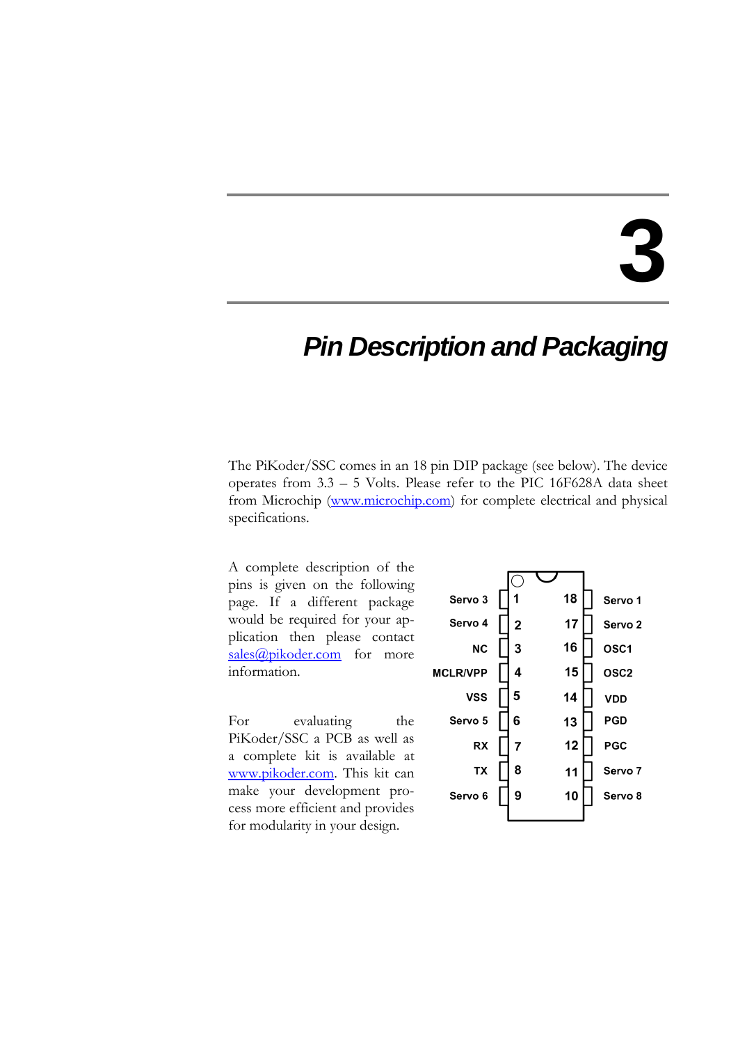# 3

## *Pin Description and Packaging*

The PiKoder/SSC comes in an 18 pin DIP package (see below). The device operates from 3.3 – 5 Volts. Please refer to the PIC 16F628A data sheet from Microchip (www.microchip.com) for complete electrical and physical specifications.

A complete description of the pins is given on the following page. If a different package would be required for your application then please contact sales@pikoder.com for more information.

For evaluating the PiKoder/SSC a PCB as well as a complete kit is available at www.pikoder.com. This kit can make your development process more efficient and provides for modularity in your design.

| Signal | Pin | Pin | Signal |
|---|---|---|---|
| Servo 3 | 1 | 18 | Servo 1 |
| Servo 4 | 2 | 17 | Servo 2 |
| NC | 3 | 16 | OSC1 |
| MCLR/VPP | 4 | 15 | OSC2 |
| VSS | 5 | 14 | VDD |
| Servo 5 | 6 | 13 | PGD |
| RX | 7 | 12 | PGC |
| TX | 8 | 11 | Servo 7 |
| Servo 6 | 9 | 10 | Servo 8 |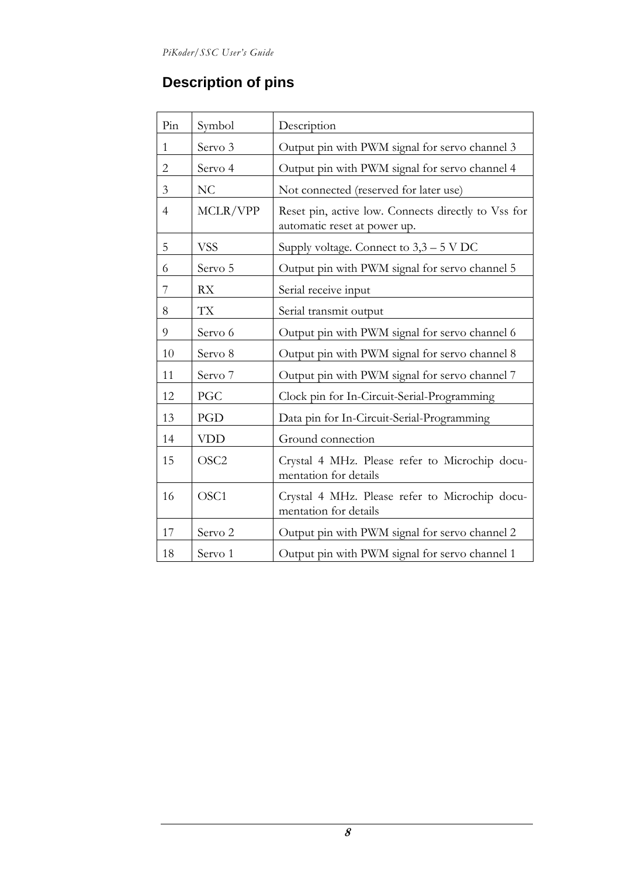## Description of pins

| Pin | Symbol | Description |
|---|---|---|
| 1 | Servo 3 | Output pin with PWM signal for servo channel 3 |
| 2 | Servo 4 | Output pin with PWM signal for servo channel 4 |
| 3 | NC | Not connected (reserved for later use) |
| 4 | MCLR/VPP | Reset pin, active low. Connects directly to Vss for automatic reset at power up. |
| 5 | VSS | Supply voltage. Connect to 3,3 – 5 V DC |
| 6 | Servo 5 | Output pin with PWM signal for servo channel 5 |
| 7 | RX | Serial receive input |
| 8 | TX | Serial transmit output |
| 9 | Servo 6 | Output pin with PWM signal for servo channel 6 |
| 10 | Servo 8 | Output pin with PWM signal for servo channel 8 |
| 11 | Servo 7 | Output pin with PWM signal for servo channel 7 |
| 12 | PGC | Clock pin for In-Circuit-Serial-Programming |
| 13 | PGD | Data pin for In-Circuit-Serial-Programming |
| 14 | VDD | Ground connection |
| 15 | OSC2 | Crystal 4 MHz. Please refer to Microchip documentation for details |
| 16 | OSC1 | Crystal 4 MHz. Please refer to Microchip documentation for details |
| 17 | Servo 2 | Output pin with PWM signal for servo channel 2 |
| 18 | Servo 1 | Output pin with PWM signal for servo channel 1 |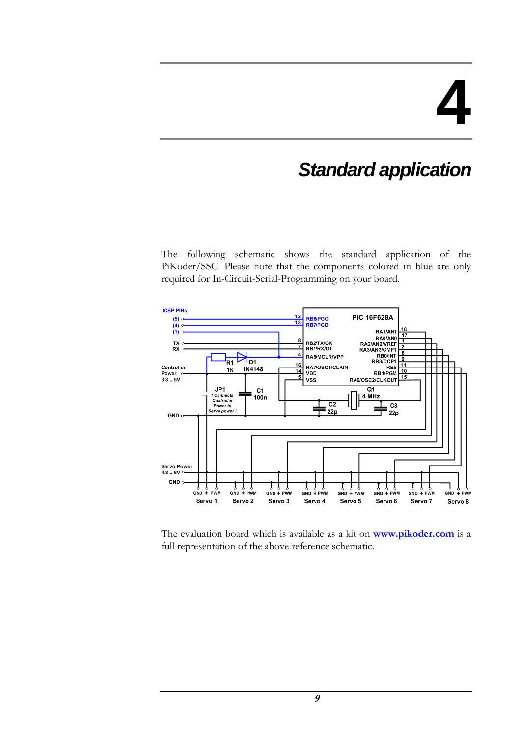# 4

# Standard application

The following schematic shows the standard application of the PiKoder/SSC. Please note that the components colored in blue are only required for In-Circuit-Serial-Programming on your board.

The evaluation board which is available as a kit on **www.pikoder.com** is a full representation of the above reference schematic.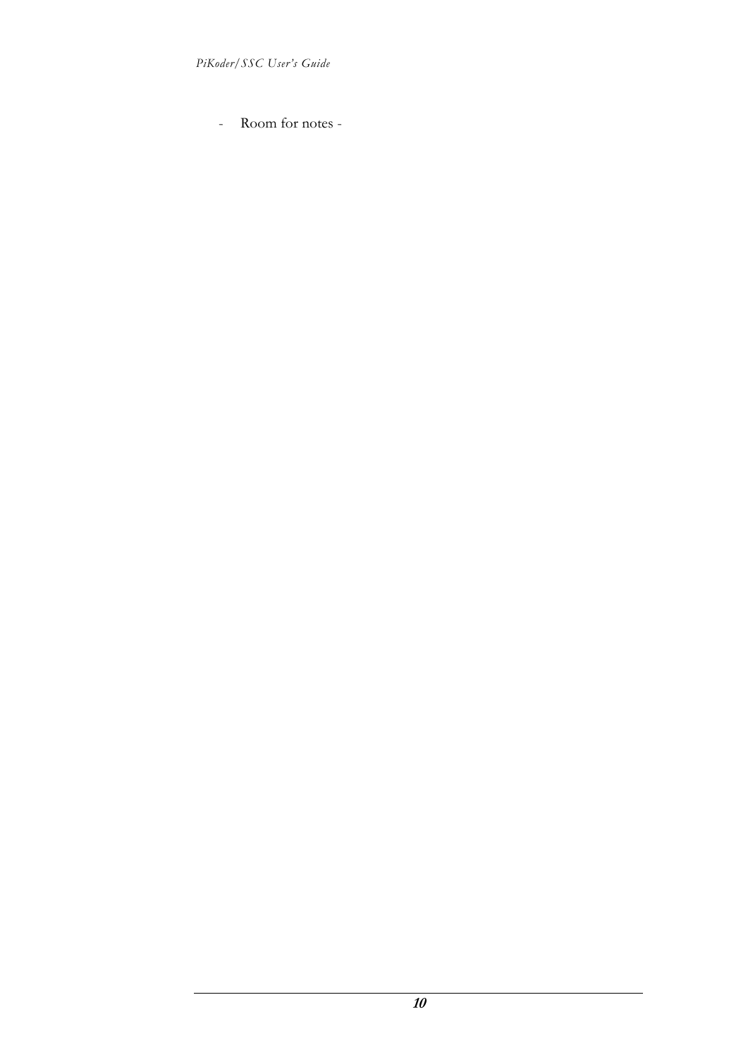- Room for notes -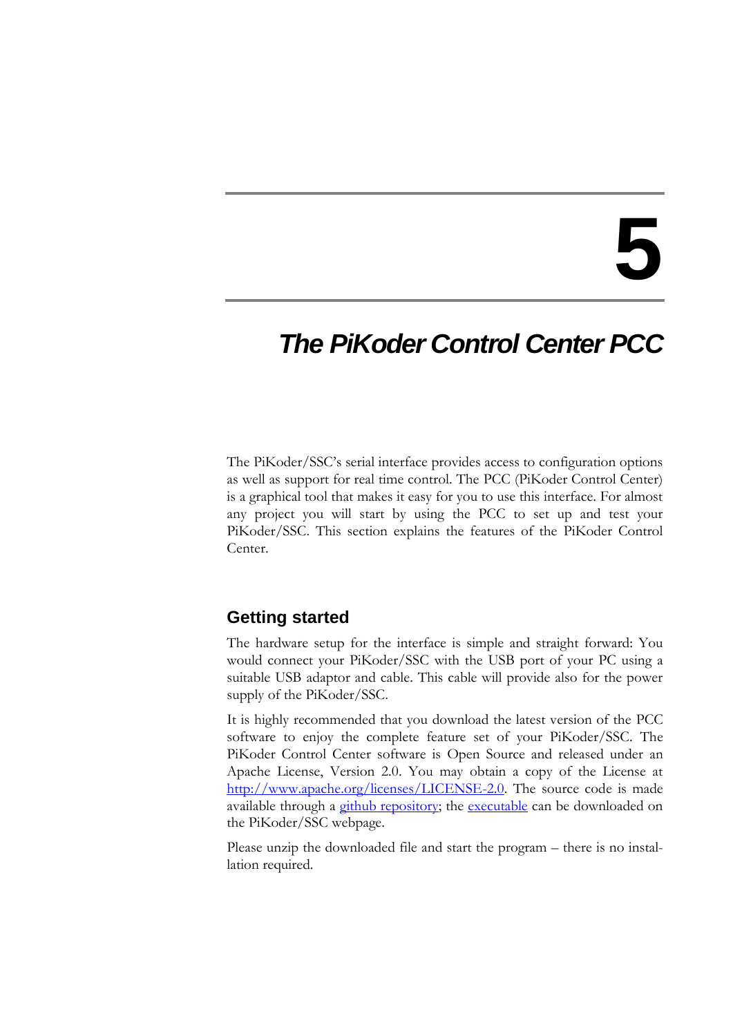# 5

# The PiKoder Control Center PCC

The PiKoder/SSC's serial interface provides access to configuration options as well as support for real time control. The PCC (PiKoder Control Center) is a graphical tool that makes it easy for you to use this interface. For almost any project you will start by using the PCC to set up and test your PiKoder/SSC. This section explains the features of the PiKoder Control Center.

## Getting started

The hardware setup for the interface is simple and straight forward: You would connect your PiKoder/SSC with the USB port of your PC using a suitable USB adaptor and cable. This cable will provide also for the power supply of the PiKoder/SSC.

It is highly recommended that you download the latest version of the PCC software to enjoy the complete feature set of your PiKoder/SSC. The PiKoder Control Center software is Open Source and released under an Apache License, Version 2.0. You may obtain a copy of the License at [http://www.apache.org/licenses/LICENSE-2.0](http://www.apache.org/licenses/LICENSE-2.0). The source code is made available through a github repository; the executable can be downloaded on the PiKoder/SSC webpage.

Please unzip the downloaded file and start the program – there is no installation required.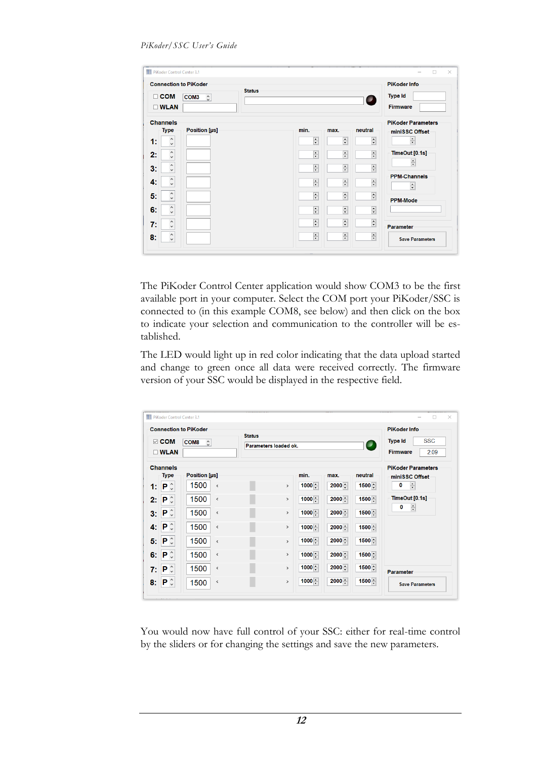The PiKoder Control Center application would show COM3 to be the first available port in your computer. Select the COM port your PiKoder/SSC is connected to (in this example COM8, see below) and then click on the box to indicate your selection and communication to the controller will be established.

The LED would light up in red color indicating that the data upload started and change to green once all data were received correctly. The firmware version of your SSC would be displayed in the respective field.

You would now have full control of your SSC: either for real-time control by the sliders or for changing the settings and save the new parameters.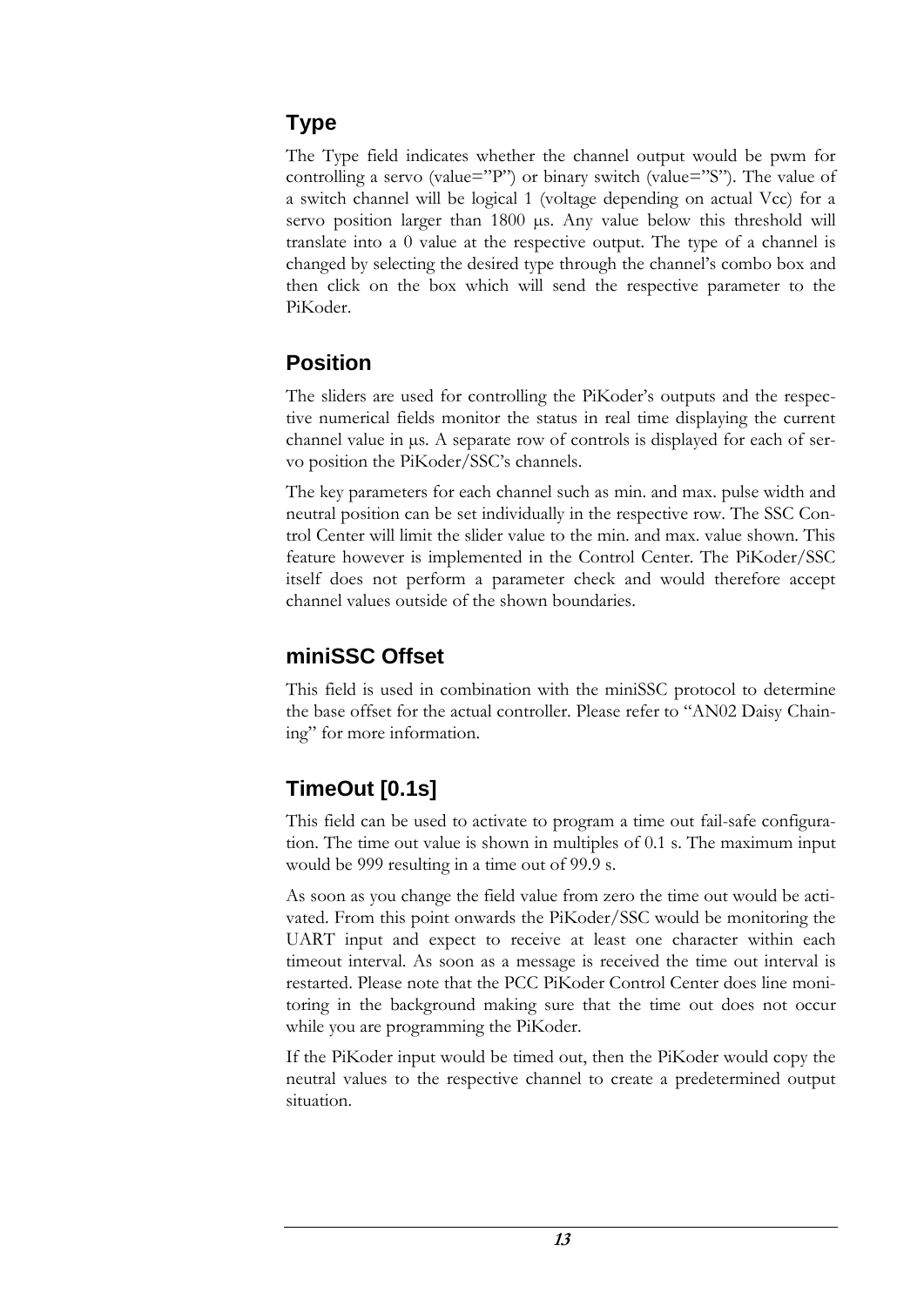## Type

The Type field indicates whether the channel output would be pwm for controlling a servo (value="P") or binary switch (value="S"). The value of a switch channel will be logical 1 (voltage depending on actual Vcc) for a servo position larger than 1800 µs. Any value below this threshold will translate into a 0 value at the respective output. The type of a channel is changed by selecting the desired type through the channel's combo box and then click on the box which will send the respective parameter to the PiKoder.

## Position

The sliders are used for controlling the PiKoder's outputs and the respective numerical fields monitor the status in real time displaying the current channel value in µs. A separate row of controls is displayed for each of servo position the PiKoder/SSC's channels.

The key parameters for each channel such as min. and max. pulse width and neutral position can be set individually in the respective row. The SSC Control Center will limit the slider value to the min. and max. value shown. This feature however is implemented in the Control Center. The PiKoder/SSC itself does not perform a parameter check and would therefore accept channel values outside of the shown boundaries.

## miniSSC Offset

This field is used in combination with the miniSSC protocol to determine the base offset for the actual controller. Please refer to "AN02 Daisy Chaining" for more information.

## TimeOut [0.1s]

This field can be used to activate to program a time out fail-safe configuration. The time out value is shown in multiples of 0.1 s. The maximum input would be 999 resulting in a time out of 99.9 s.

As soon as you change the field value from zero the time out would be activated. From this point onwards the PiKoder/SSC would be monitoring the UART input and expect to receive at least one character within each timeout interval. As soon as a message is received the time out interval is restarted. Please note that the PCC PiKoder Control Center does line monitoring in the background making sure that the time out does not occur while you are programming the PiKoder.

If the PiKoder input would be timed out, then the PiKoder would copy the neutral values to the respective channel to create a predetermined output situation.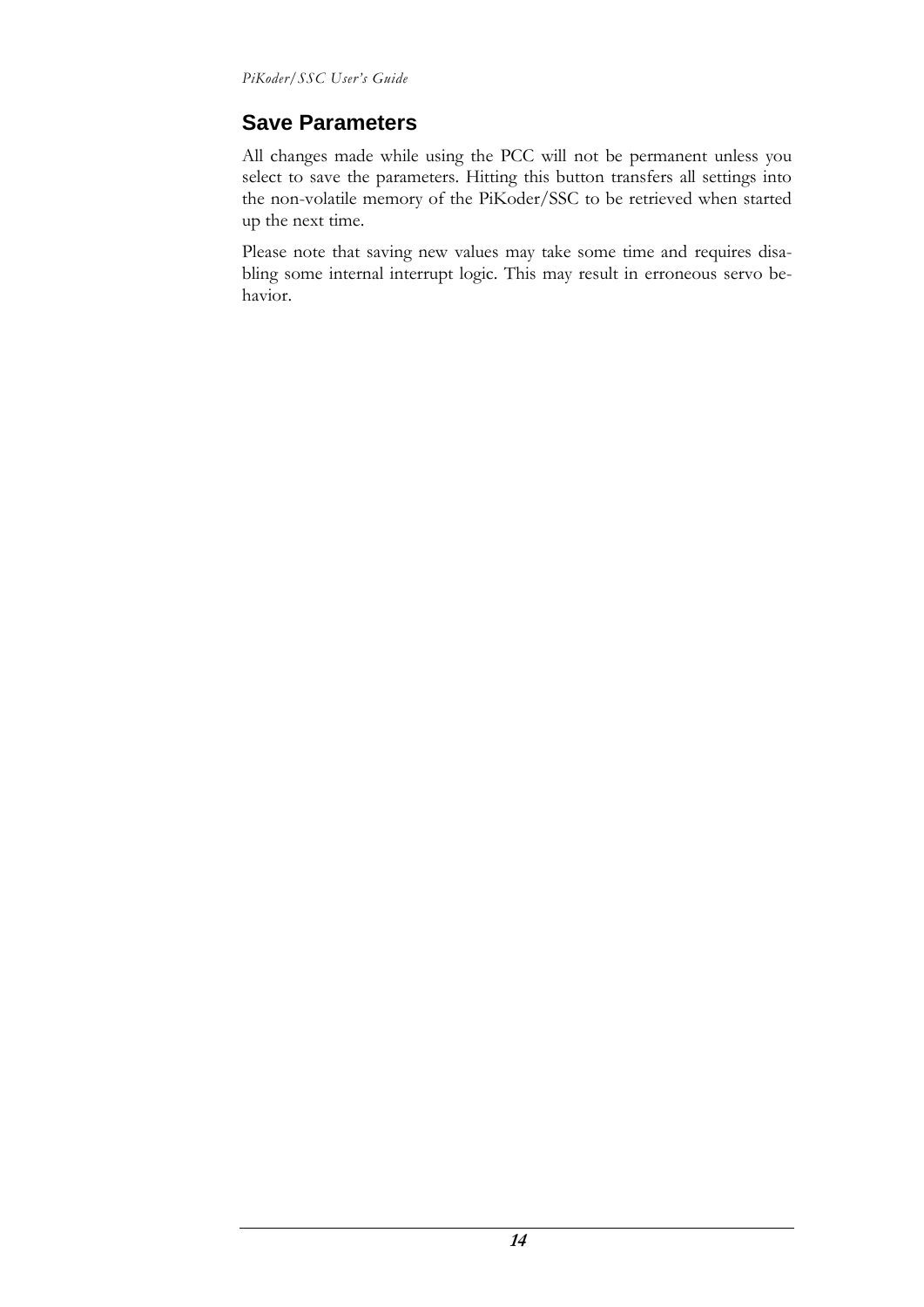## Save Parameters

All changes made while using the PCC will not be permanent unless you select to save the parameters. Hitting this button transfers all settings into the non-volatile memory of the PiKoder/SSC to be retrieved when started up the next time.

Please note that saving new values may take some time and requires disabling some internal interrupt logic. This may result in erroneous servo behavior.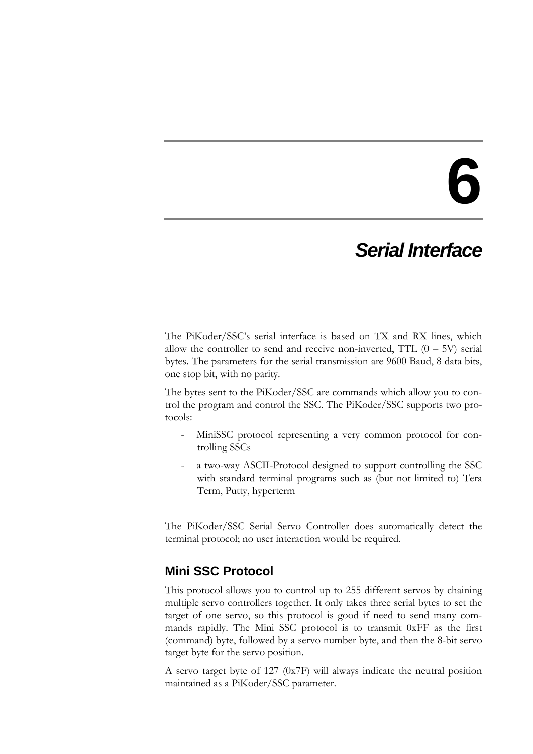# 6

# *Serial Interface*

The PiKoder/SSC's serial interface is based on TX and RX lines, which allow the controller to send and receive non-inverted, TTL (0 – 5V) serial bytes. The parameters for the serial transmission are 9600 Baud, 8 data bits, one stop bit, with no parity.

The bytes sent to the PiKoder/SSC are commands which allow you to control the program and control the SSC. The PiKoder/SSC supports two protocols:

- MiniSSC protocol representing a very common protocol for controlling SSCs
- a two-way ASCII-Protocol designed to support controlling the SSC with standard terminal programs such as (but not limited to) Tera Term, Putty, hyperterm

The PiKoder/SSC Serial Servo Controller does automatically detect the terminal protocol; no user interaction would be required.

## Mini SSC Protocol

This protocol allows you to control up to 255 different servos by chaining multiple servo controllers together. It only takes three serial bytes to set the target of one servo, so this protocol is good if need to send many commands rapidly. The Mini SSC protocol is to transmit 0xFF as the first (command) byte, followed by a servo number byte, and then the 8-bit servo target byte for the servo position.

A servo target byte of 127 (0x7F) will always indicate the neutral position maintained as a PiKoder/SSC parameter.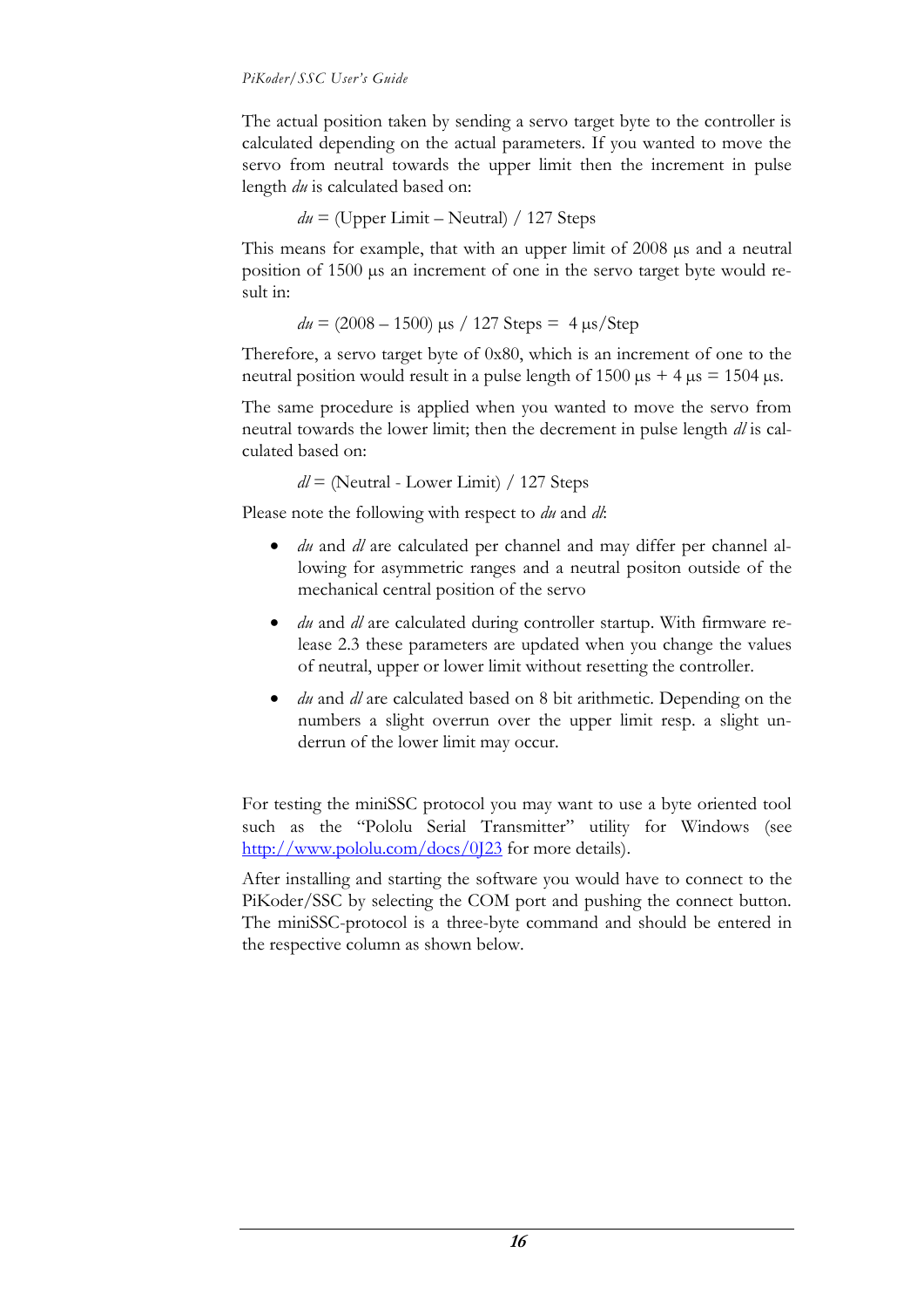The actual position taken by sending a servo target byte to the controller is calculated depending on the actual parameters. If you wanted to move the servo from neutral towards the upper limit then the increment in pulse length *du* is calculated based on:

$$du = (\text{Upper Limit} - \text{Neutral}) \; / \; 127 \text{ Steps}$$

This means for example, that with an upper limit of 2008 µs and a neutral position of 1500 µs an increment of one in the servo target byte would result in:

$$du = (2008 - 1500) \; \mu s \; / \; 127 \text{ Steps} = \; 4 \; \mu s/\text{Step}$$

Therefore, a servo target byte of 0x80, which is an increment of one to the neutral position would result in a pulse length of 1500 µs + 4 µs = 1504 µs.

The same procedure is applied when you wanted to move the servo from neutral towards the lower limit; then the decrement in pulse length *dl* is calculated based on:

$$dl = (\text{Neutral} - \text{Lower Limit}) \; / \; 127 \text{ Steps}$$

Please note the following with respect to *du* and *dl*:

- *du* and *dl* are calculated per channel and may differ per channel allowing for asymmetric ranges and a neutral positon outside of the mechanical central position of the servo
- *du* and *dl* are calculated during controller startup. With firmware release 2.3 these parameters are updated when you change the values of neutral, upper or lower limit without resetting the controller.
- *du* and *dl* are calculated based on 8 bit arithmetic. Depending on the numbers a slight overrun over the upper limit resp. a slight underrun of the lower limit may occur.

For testing the miniSSC protocol you may want to use a byte oriented tool such as the "Pololu Serial Transmitter" utility for Windows (see http://www.pololu.com/docs/0J23 for more details).

After installing and starting the software you would have to connect to the PiKoder/SSC by selecting the COM port and pushing the connect button. The miniSSC-protocol is a three-byte command and should be entered in the respective column as shown below.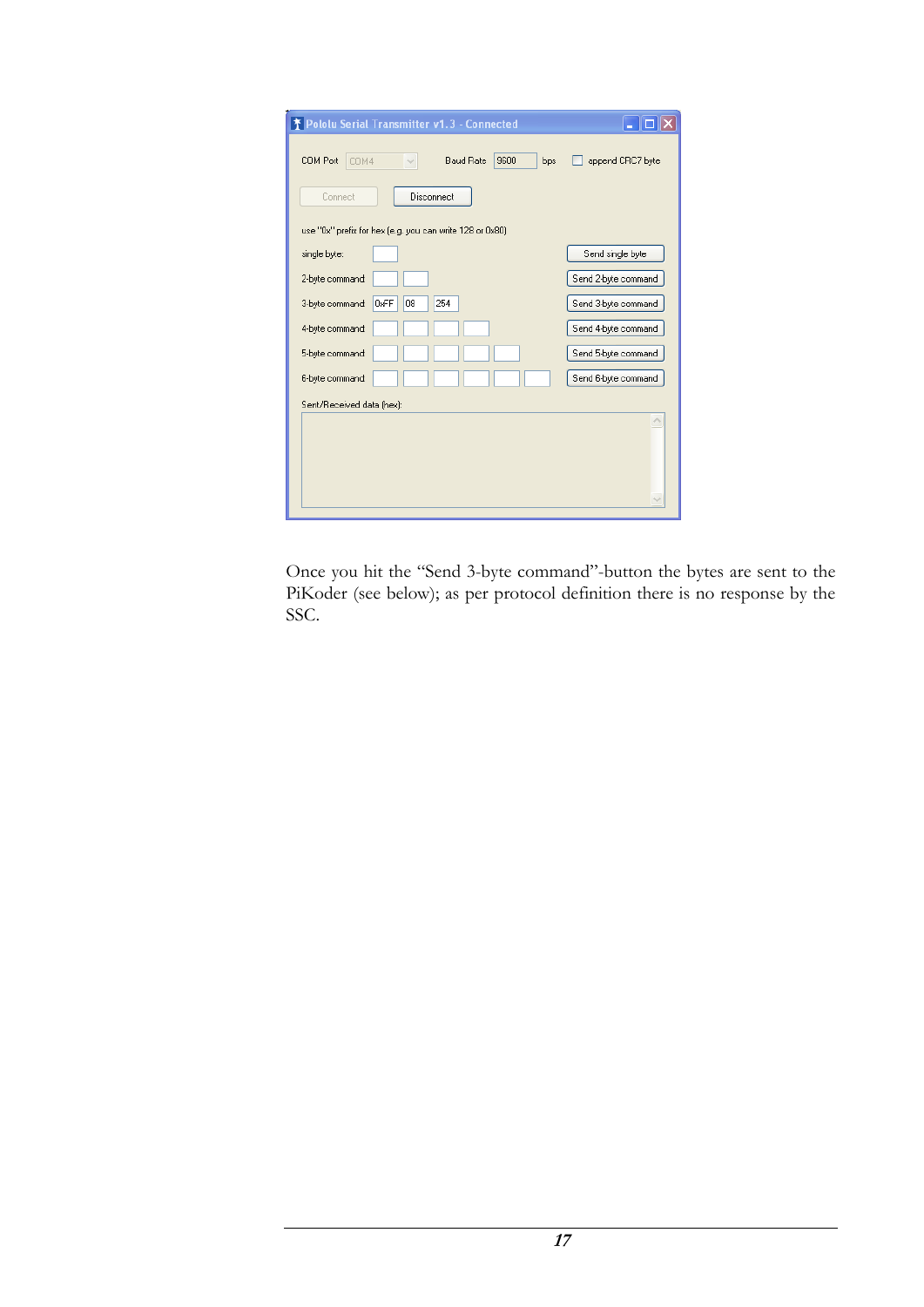Once you hit the "Send 3-byte command"-button the bytes are sent to the PiKoder (see below); as per protocol definition there is no response by the SSC.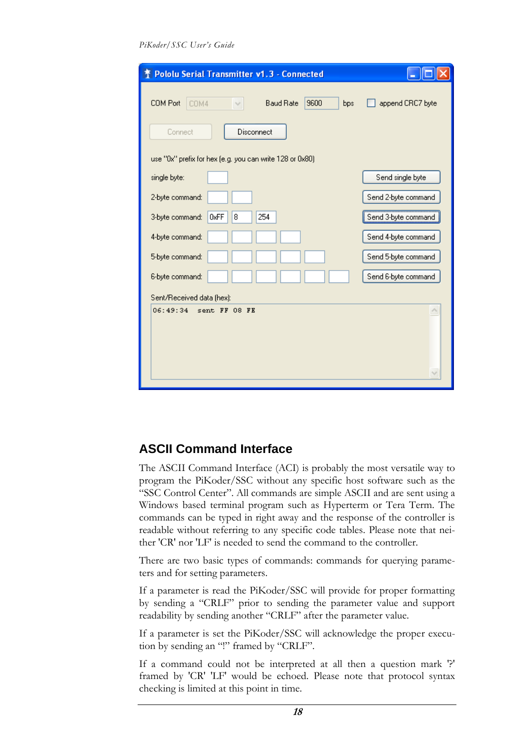## ASCII Command Interface

The ASCII Command Interface (ACI) is probably the most versatile way to program the PiKoder/SSC without any specific host software such as the "SSC Control Center". All commands are simple ASCII and are sent using a Windows based terminal program such as Hyperterm or Tera Term. The commands can be typed in right away and the response of the controller is readable without referring to any specific code tables. Please note that neither 'CR' nor 'LF' is needed to send the command to the controller.

There are two basic types of commands: commands for querying parameters and for setting parameters.

If a parameter is read the PiKoder/SSC will provide for proper formatting by sending a "CRLF" prior to sending the parameter value and support readability by sending another "CRLF" after the parameter value.

If a parameter is set the PiKoder/SSC will acknowledge the proper execution by sending an "!" framed by "CRLF".

If a command could not be interpreted at all then a question mark '?' framed by 'CR' 'LF' would be echoed. Please note that protocol syntax checking is limited at this point in time.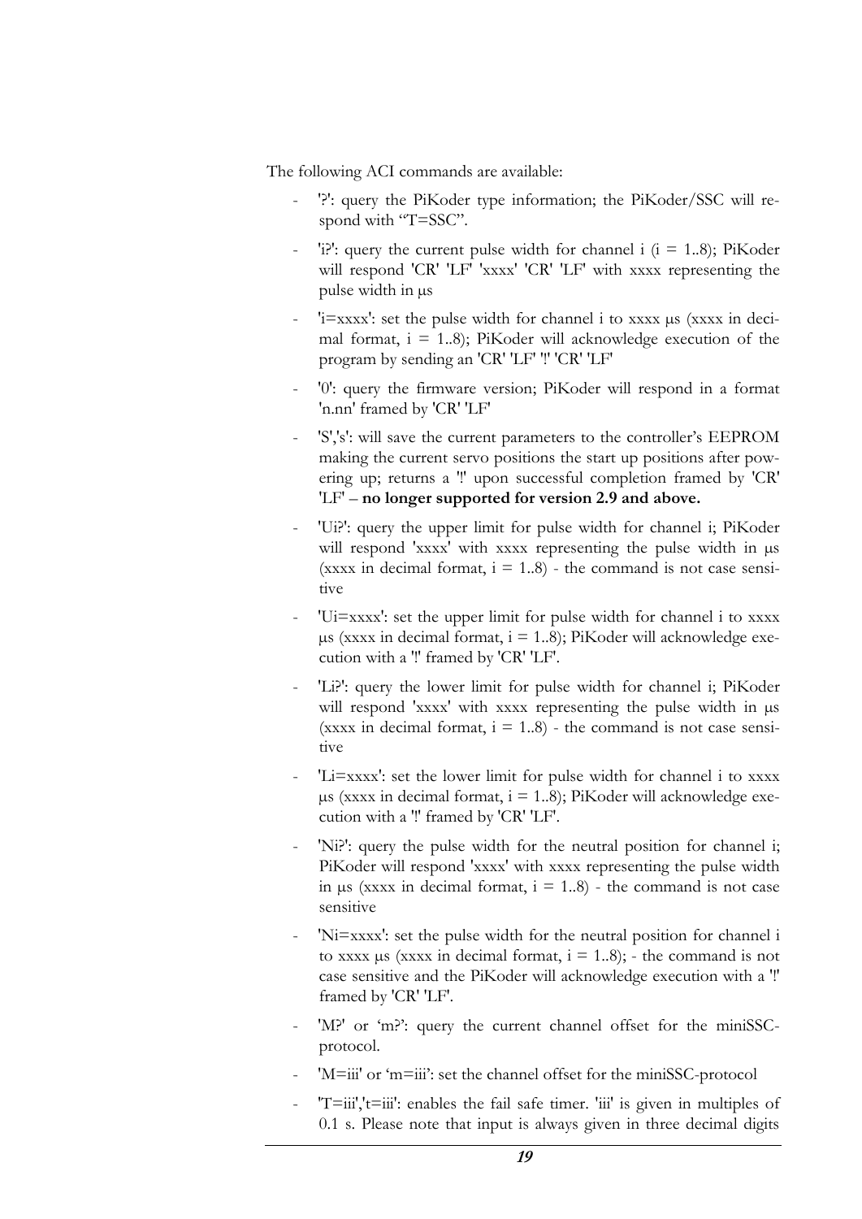The following ACI commands are available:

- '?': query the PiKoder type information; the PiKoder/SSC will respond with "T=SSC".
- 'i?': query the current pulse width for channel i (i = 1..8); PiKoder will respond 'CR' 'LF' 'xxxx' 'CR' 'LF' with xxxx representing the pulse width in µs
- 'i=xxxx': set the pulse width for channel i to xxxx µs (xxxx in decimal format, i = 1..8); PiKoder will acknowledge execution of the program by sending an 'CR' 'LF' '!' 'CR' 'LF'
- '0': query the firmware version; PiKoder will respond in a format 'n.nn' framed by 'CR' 'LF'
- 'S','s': will save the current parameters to the controller's EEPROM making the current servo positions the start up positions after powering up; returns a '!' upon successful completion framed by 'CR' 'LF' – **no longer supported for version 2.9 and above.**
- 'Ui?': query the upper limit for pulse width for channel i; PiKoder will respond 'xxxx' with xxxx representing the pulse width in µs (xxxx in decimal format, i = 1..8) - the command is not case sensitive
- 'Ui=xxxx': set the upper limit for pulse width for channel i to xxxx µs (xxxx in decimal format, i = 1..8); PiKoder will acknowledge execution with a '!' framed by 'CR' 'LF'.
- 'Li?': query the lower limit for pulse width for channel i; PiKoder will respond 'xxxx' with xxxx representing the pulse width in µs (xxxx in decimal format, i = 1..8) - the command is not case sensitive
- 'Li=xxxx': set the lower limit for pulse width for channel i to xxxx µs (xxxx in decimal format, i = 1..8); PiKoder will acknowledge execution with a '!' framed by 'CR' 'LF'.
- 'Ni?': query the pulse width for the neutral position for channel i; PiKoder will respond 'xxxx' with xxxx representing the pulse width in µs (xxxx in decimal format, i = 1..8) - the command is not case sensitive
- 'Ni=xxxx': set the pulse width for the neutral position for channel i to xxxx µs (xxxx in decimal format, i = 1..8); - the command is not case sensitive and the PiKoder will acknowledge execution with a '!' framed by 'CR' 'LF'.
- 'M?' or 'm?': query the current channel offset for the miniSSC-protocol.
- 'M=iii' or 'm=iii': set the channel offset for the miniSSC-protocol
- 'T=iii','t=iii': enables the fail safe timer. 'iii' is given in multiples of 0.1 s. Please note that input is always given in three decimal digits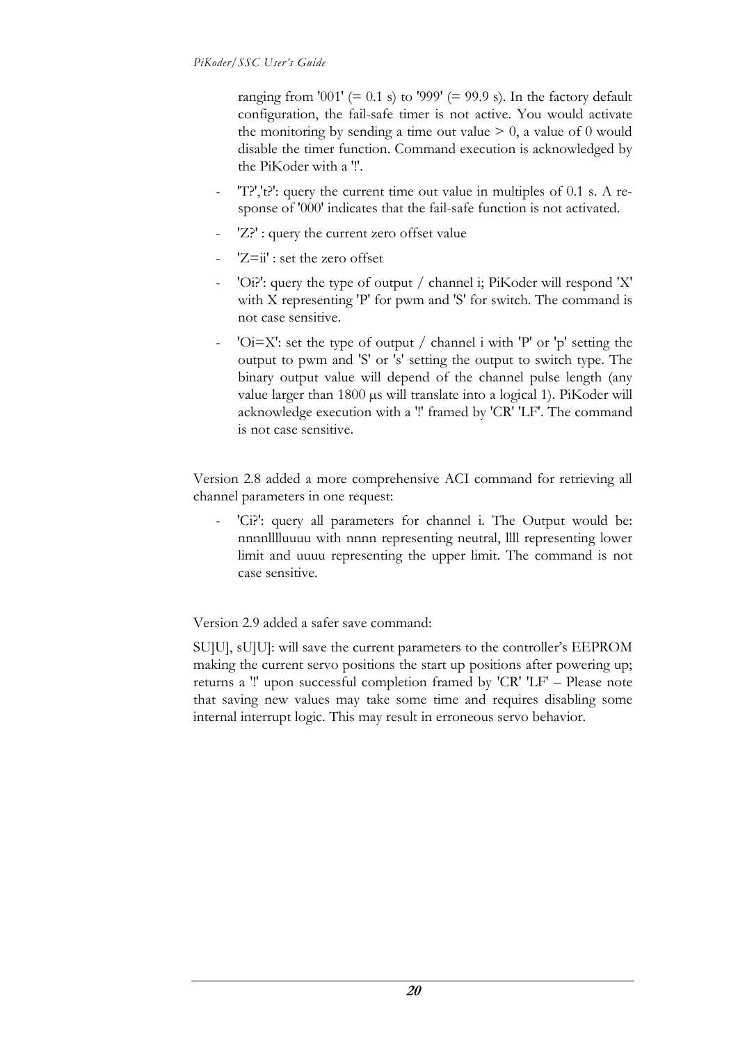ranging from '001' (= 0.1 s) to '999' (= 99.9 s). In the factory default configuration, the fail-safe timer is not active. You would activate the monitoring by sending a time out value > 0, a value of 0 would disable the timer function. Command execution is acknowledged by the PiKoder with a '!'.

- 'T?','t?': query the current time out value in multiples of 0.1 s. A response of '000' indicates that the fail-safe function is not activated.
- 'Z?' : query the current zero offset value
- 'Z=ii' : set the zero offset
- 'Oi?': query the type of output / channel i; PiKoder will respond 'X' with X representing 'P' for pwm and 'S' for switch. The command is not case sensitive.
- 'Oi=X': set the type of output / channel i with 'P' or 'p' setting the output to pwm and 'S' or 's' setting the output to switch type. The binary output value will depend of the channel pulse length (any value larger than 1800 µs will translate into a logical 1). PiKoder will acknowledge execution with a '!' framed by 'CR' 'LF'. The command is not case sensitive.

Version 2.8 added a more comprehensive ACI command for retrieving all channel parameters in one request:

- 'Ci?': query all parameters for channel i. The Output would be: nnnnllllluuuu with nnnn representing neutral, llll representing lower limit and uuuu representing the upper limit. The command is not case sensitive.

Version 2.9 added a safer save command:

SU]U], sU]U]: will save the current parameters to the controller's EEPROM making the current servo positions the start up positions after powering up; returns a '!' upon successful completion framed by 'CR' 'LF' – Please note that saving new values may take some time and requires disabling some internal interrupt logic. This may result in erroneous servo behavior.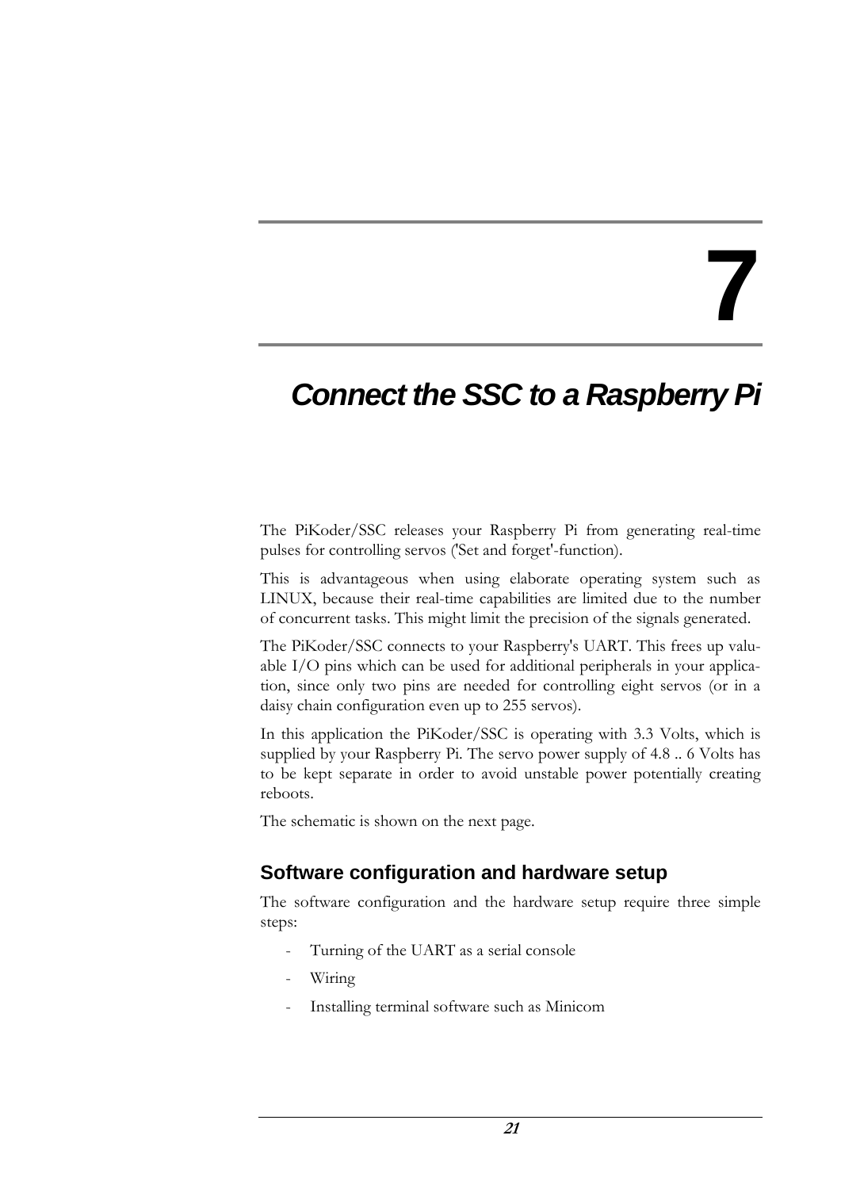# 7

# *Connect the SSC to a Raspberry Pi*

The PiKoder/SSC releases your Raspberry Pi from generating real-time pulses for controlling servos ('Set and forget'-function).

This is advantageous when using elaborate operating system such as LINUX, because their real-time capabilities are limited due to the number of concurrent tasks. This might limit the precision of the signals generated.

The PiKoder/SSC connects to your Raspberry's UART. This frees up valuable I/O pins which can be used for additional peripherals in your application, since only two pins are needed for controlling eight servos (or in a daisy chain configuration even up to 255 servos).

In this application the PiKoder/SSC is operating with 3.3 Volts, which is supplied by your Raspberry Pi. The servo power supply of 4.8 .. 6 Volts has to be kept separate in order to avoid unstable power potentially creating reboots.

The schematic is shown on the next page.

## Software configuration and hardware setup

The software configuration and the hardware setup require three simple steps:

- Turning of the UART as a serial console
- Wiring
- Installing terminal software such as Minicom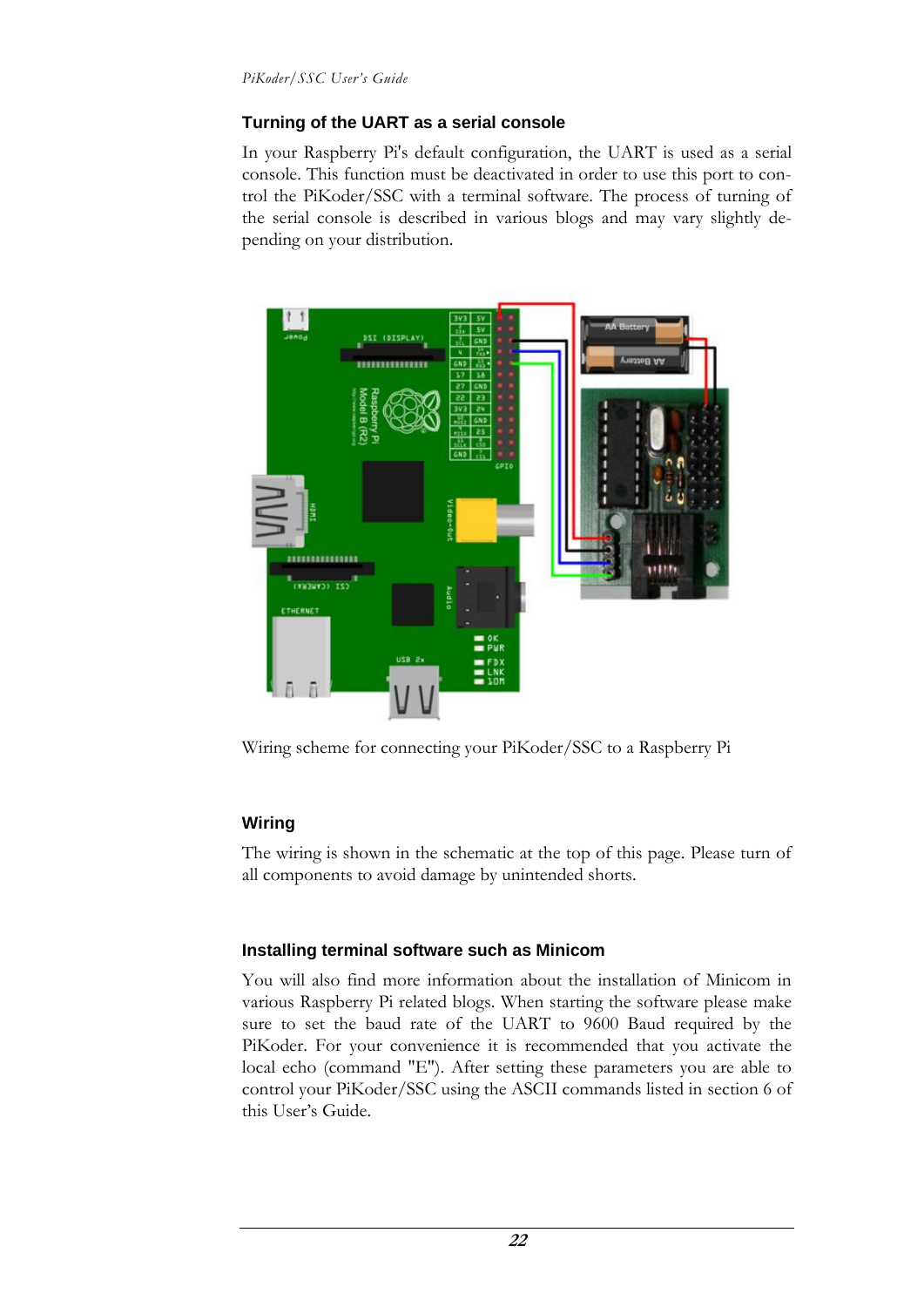### Turning of the UART as a serial console

In your Raspberry Pi's default configuration, the UART is used as a serial console. This function must be deactivated in order to use this port to control the PiKoder/SSC with a terminal software. The process of turning of the serial console is described in various blogs and may vary slightly depending on your distribution.

Wiring scheme for connecting your PiKoder/SSC to a Raspberry Pi

### Wiring

The wiring is shown in the schematic at the top of this page. Please turn of all components to avoid damage by unintended shorts.

### Installing terminal software such as Minicom

You will also find more information about the installation of Minicom in various Raspberry Pi related blogs. When starting the software please make sure to set the baud rate of the UART to 9600 Baud required by the PiKoder. For your convenience it is recommended that you activate the local echo (command "E"). After setting these parameters you are able to control your PiKoder/SSC using the ASCII commands listed in section 6 of this User's Guide.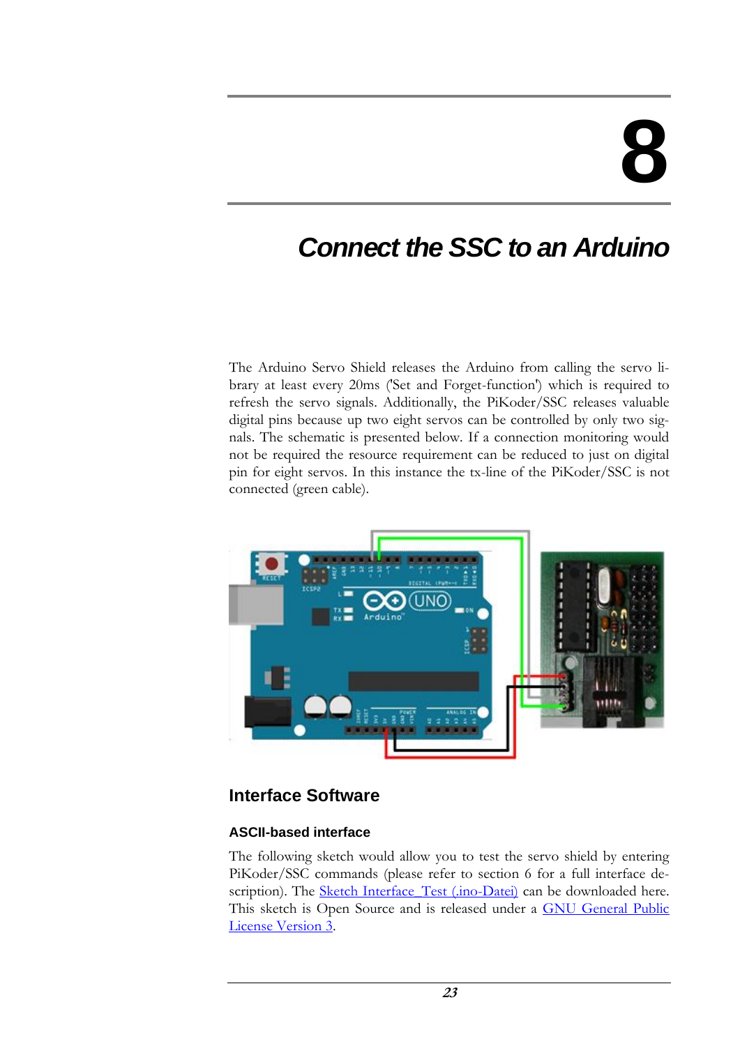# 8

# Connect the SSC to an Arduino

The Arduino Servo Shield releases the Arduino from calling the servo library at least every 20ms ('Set and Forget-function') which is required to refresh the servo signals. Additionally, the PiKoder/SSC releases valuable digital pins because up two eight servos can be controlled by only two signals. The schematic is presented below. If a connection monitoring would not be required the resource requirement can be reduced to just on digital pin for eight servos. In this instance the tx-line of the PiKoder/SSC is not connected (green cable).

## Interface Software

### ASCII-based interface

The following sketch would allow you to test the servo shield by entering PiKoder/SSC commands (please refer to section 6 for a full interface description). The Sketch Interface_Test (.ino-Datei) can be downloaded here. This sketch is Open Source and is released under a GNU General Public License Version 3.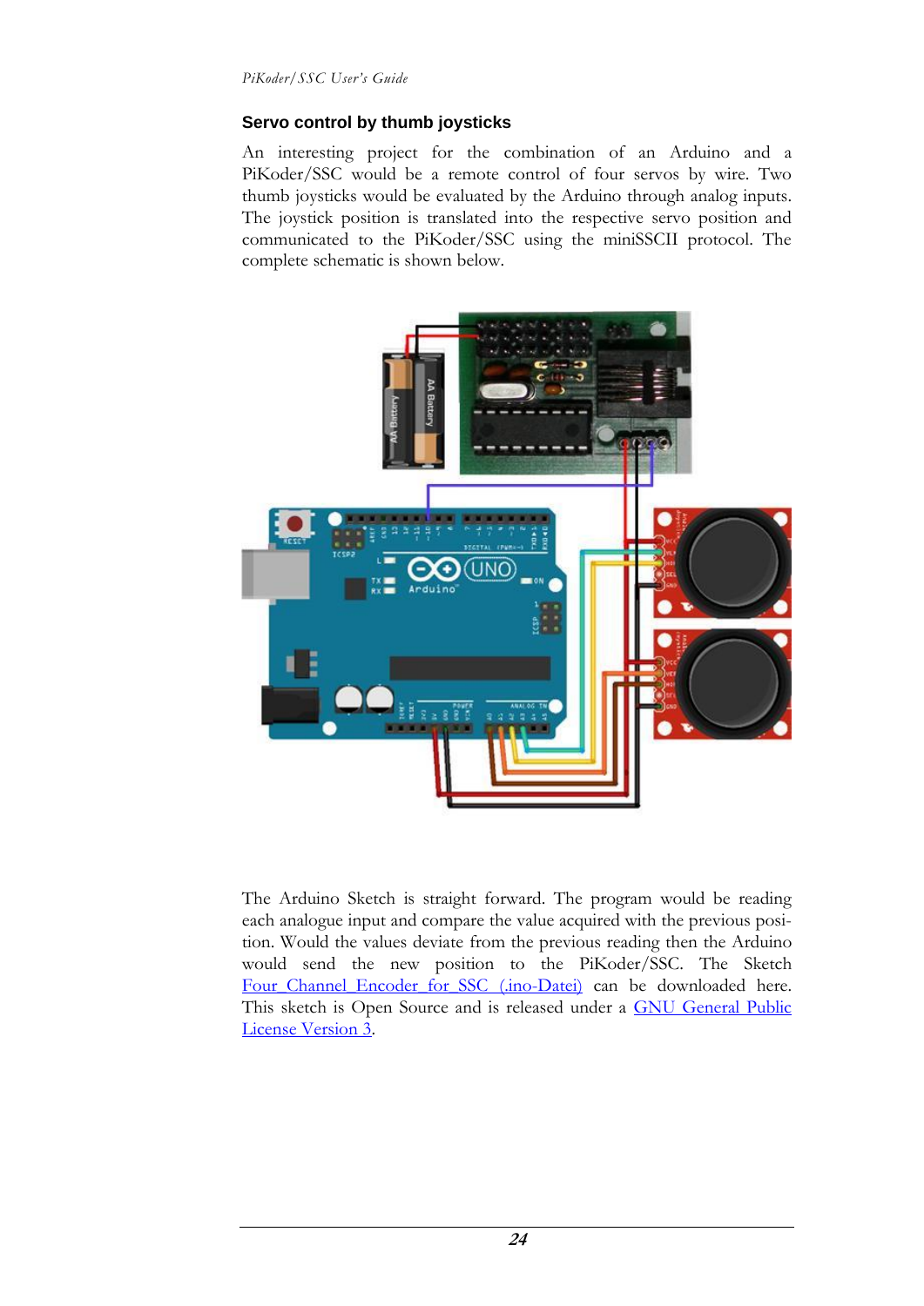### Servo control by thumb joysticks

An interesting project for the combination of an Arduino and a PiKoder/SSC would be a remote control of four servos by wire. Two thumb joysticks would be evaluated by the Arduino through analog inputs. The joystick position is translated into the respective servo position and communicated to the PiKoder/SSC using the miniSSCII protocol. The complete schematic is shown below.

The Arduino Sketch is straight forward. The program would be reading each analogue input and compare the value acquired with the previous position. Would the values deviate from the previous reading then the Arduino would send the new position to the PiKoder/SSC. The Sketch Four_Channel_Encoder_for_SSC (.ino-Datei) can be downloaded here. This sketch is Open Source and is released under a GNU General Public License Version 3.